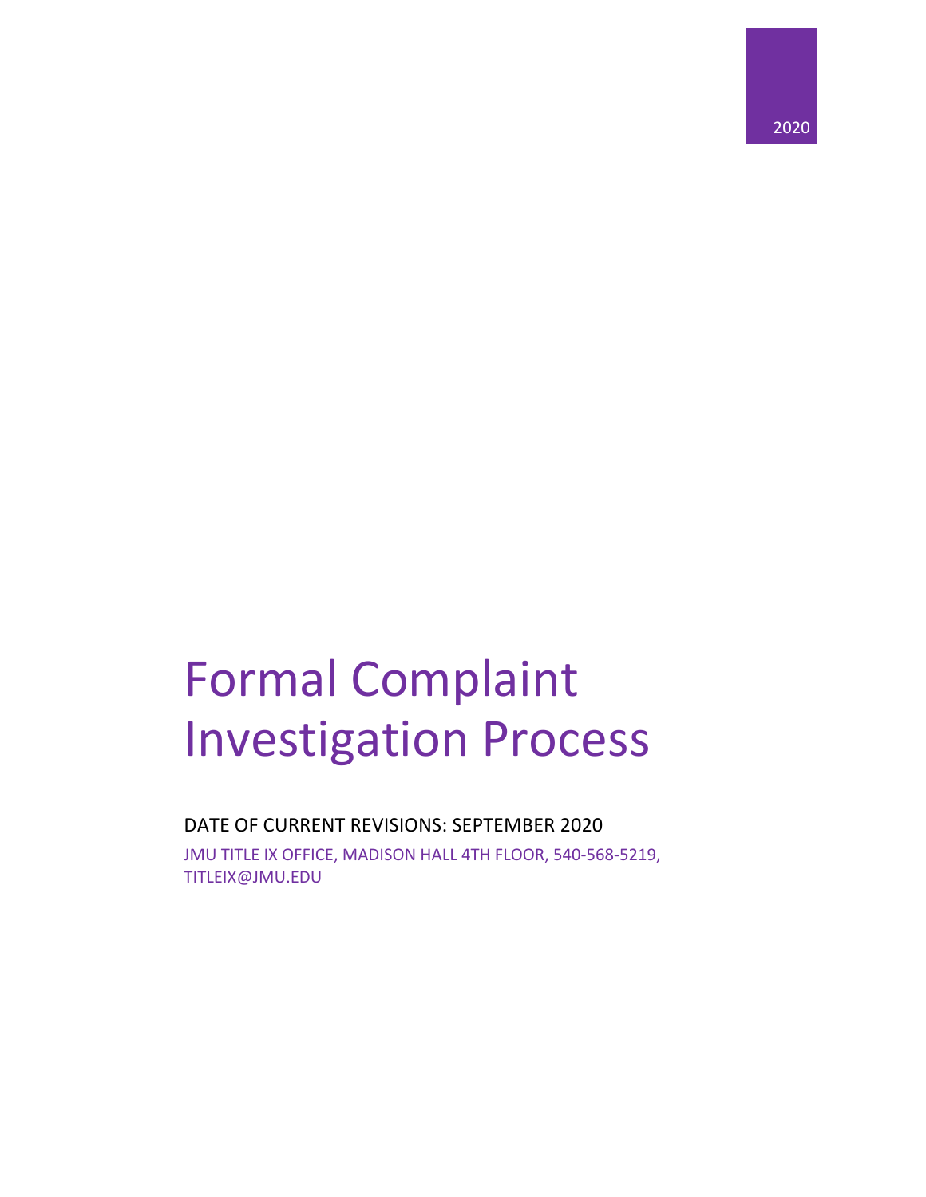2020

# Formal Complaint Investigation Process

DATE OF CURRENT REVISIONS: SEPTEMBER 2020

JMU TITLE IX OFFICE, MADISON HALL 4TH FLOOR, 540-568-5219, TITLEIX@JMU.EDU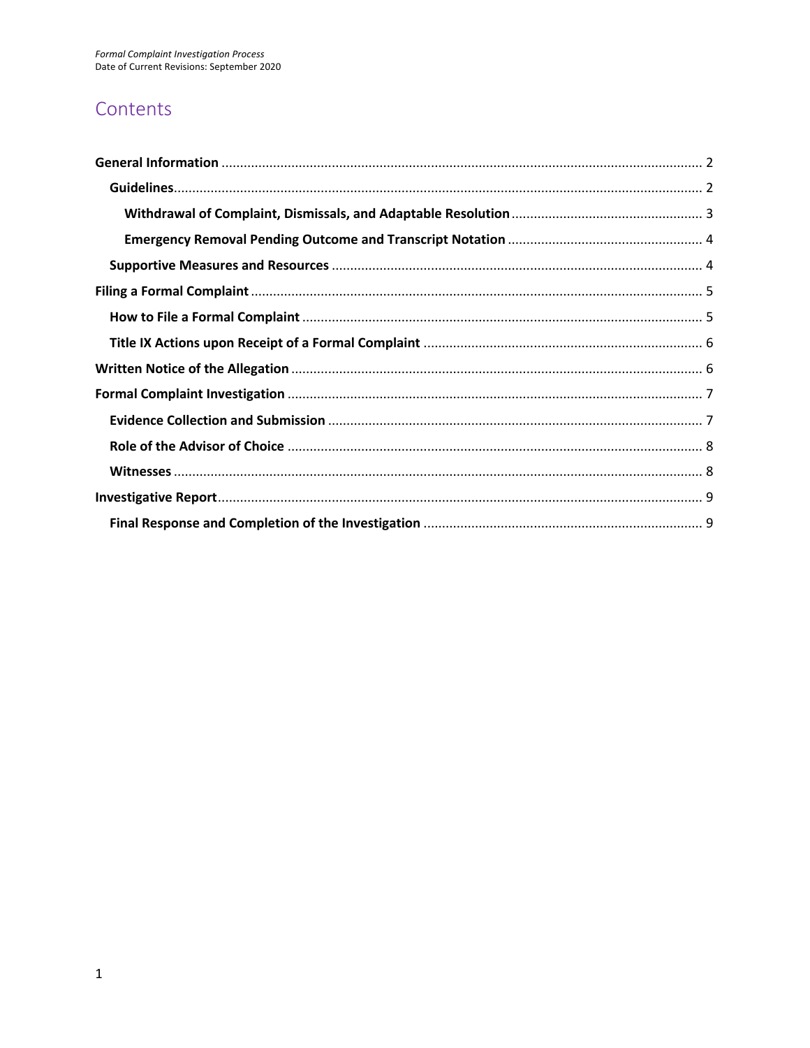# Contents

- **General Information** ..... 2
  - **Guidelines** ..... 2
    - **Withdrawal of Complaint, Dismissals, and Adaptable Resolution** ..... 3
    - **Emergency Removal Pending Outcome and Transcript Notation** ..... 4
  - **Supportive Measures and Resources** ..... 4
- **Filing a Formal Complaint** ..... 5
  - **How to File a Formal Complaint** ..... 5
  - **Title IX Actions upon Receipt of a Formal Complaint** ..... 6
- **Written Notice of the Allegation** ..... 6
- **Formal Complaint Investigation** ..... 7
  - **Evidence Collection and Submission** ..... 7
  - **Role of the Advisor of Choice** ..... 8
  - **Witnesses** ..... 8
- **Investigative Report** ..... 9
  - **Final Response and Completion of the Investigation** ..... 9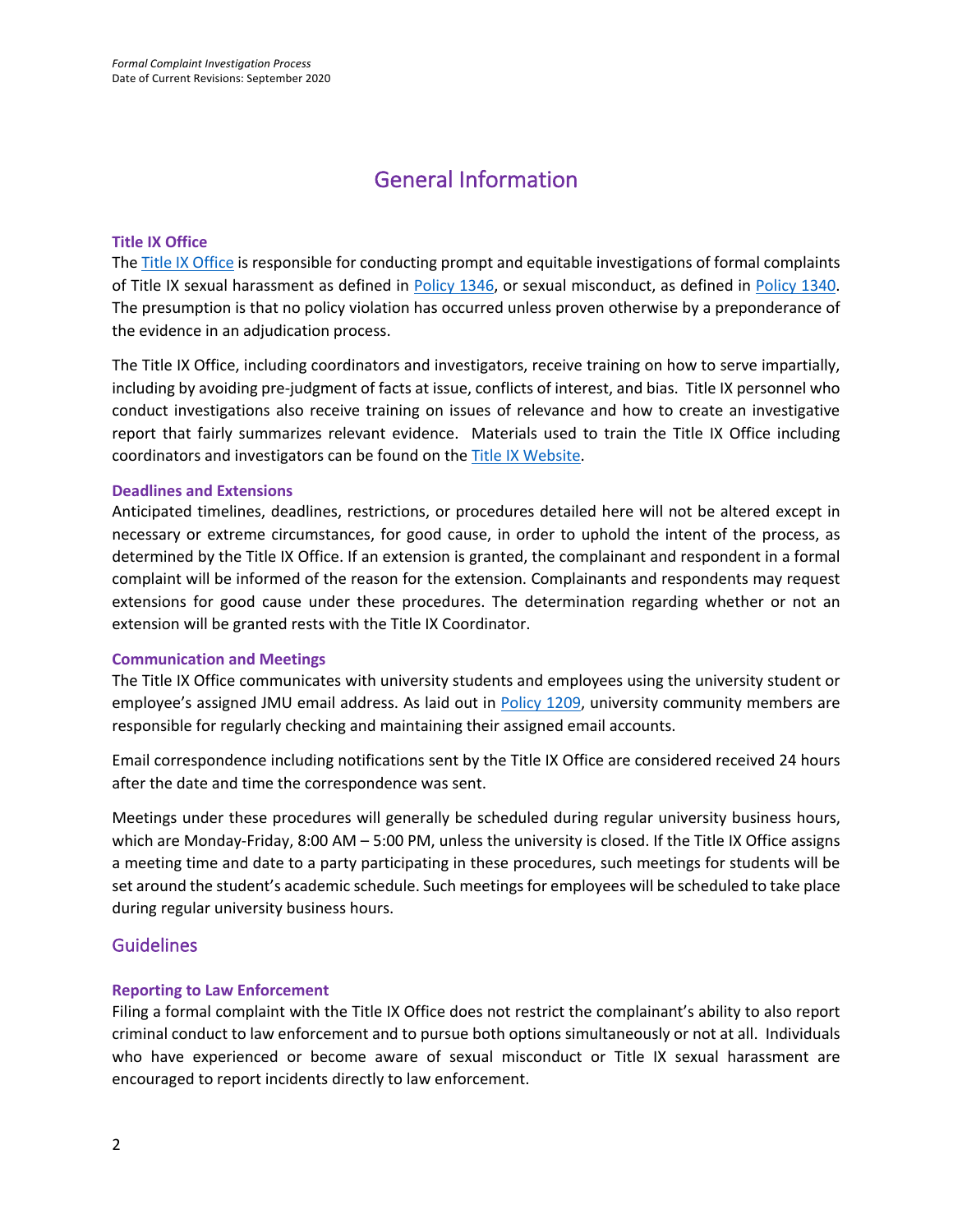# General Information

### Title IX Office

The [Title IX Office](#) is responsible for conducting prompt and equitable investigations of formal complaints of Title IX sexual harassment as defined in [Policy 1346](#), or sexual misconduct, as defined in [Policy 1340](#). The presumption is that no policy violation has occurred unless proven otherwise by a preponderance of the evidence in an adjudication process.

The Title IX Office, including coordinators and investigators, receive training on how to serve impartially, including by avoiding pre-judgment of facts at issue, conflicts of interest, and bias. Title IX personnel who conduct investigations also receive training on issues of relevance and how to create an investigative report that fairly summarizes relevant evidence. Materials used to train the Title IX Office including coordinators and investigators can be found on the [Title IX Website](#).

### Deadlines and Extensions

Anticipated timelines, deadlines, restrictions, or procedures detailed here will not be altered except in necessary or extreme circumstances, for good cause, in order to uphold the intent of the process, as determined by the Title IX Office. If an extension is granted, the complainant and respondent in a formal complaint will be informed of the reason for the extension. Complainants and respondents may request extensions for good cause under these procedures. The determination regarding whether or not an extension will be granted rests with the Title IX Coordinator.

### Communication and Meetings

The Title IX Office communicates with university students and employees using the university student or employee's assigned JMU email address. As laid out in [Policy 1209](#), university community members are responsible for regularly checking and maintaining their assigned email accounts.

Email correspondence including notifications sent by the Title IX Office are considered received 24 hours after the date and time the correspondence was sent.

Meetings under these procedures will generally be scheduled during regular university business hours, which are Monday-Friday, 8:00 AM – 5:00 PM, unless the university is closed. If the Title IX Office assigns a meeting time and date to a party participating in these procedures, such meetings for students will be set around the student's academic schedule. Such meetings for employees will be scheduled to take place during regular university business hours.

## Guidelines

### Reporting to Law Enforcement

Filing a formal complaint with the Title IX Office does not restrict the complainant's ability to also report criminal conduct to law enforcement and to pursue both options simultaneously or not at all. Individuals who have experienced or become aware of sexual misconduct or Title IX sexual harassment are encouraged to report incidents directly to law enforcement.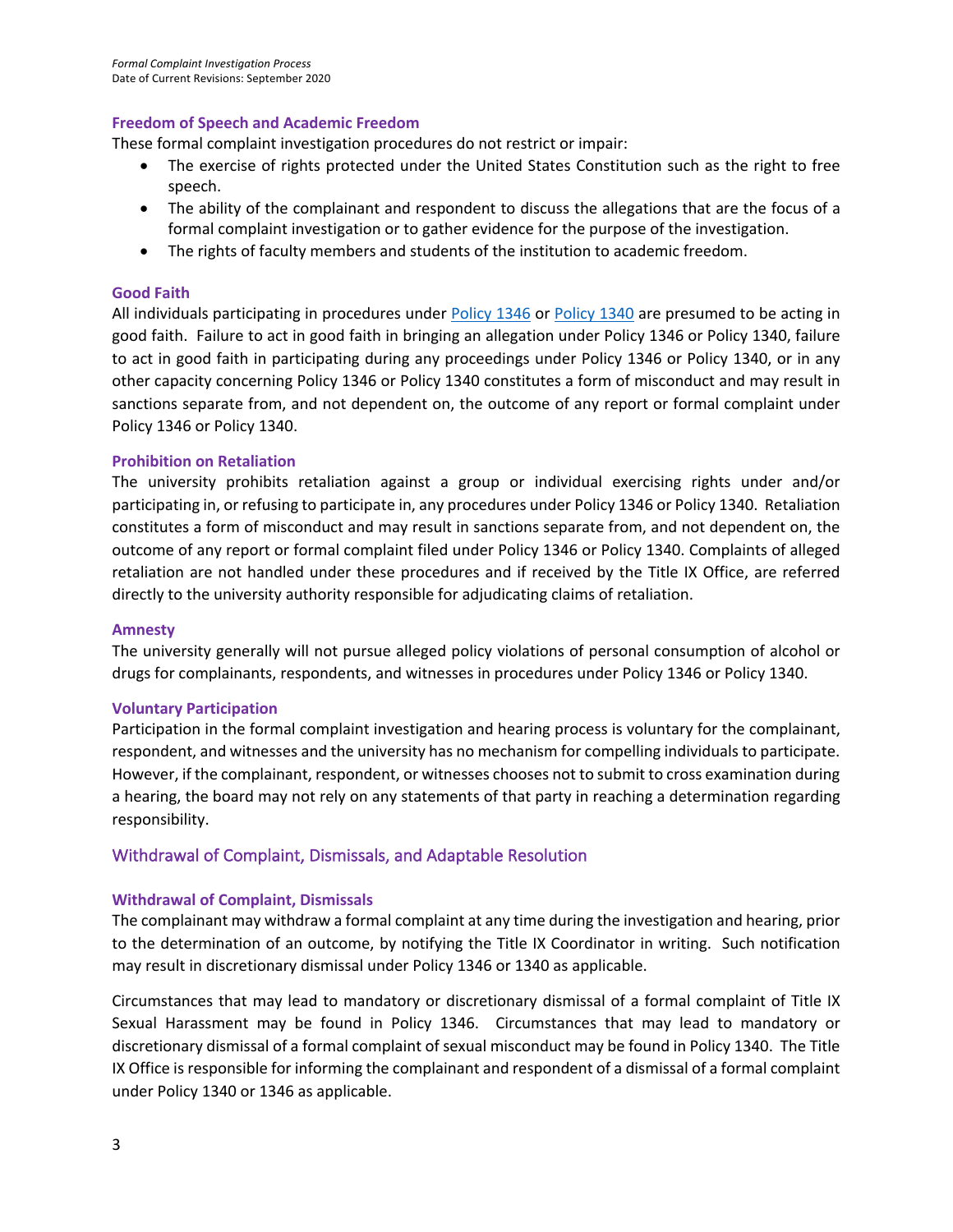### Freedom of Speech and Academic Freedom

These formal complaint investigation procedures do not restrict or impair:

- The exercise of rights protected under the United States Constitution such as the right to free speech.
- The ability of the complainant and respondent to discuss the allegations that are the focus of a formal complaint investigation or to gather evidence for the purpose of the investigation.
- The rights of faculty members and students of the institution to academic freedom.

### Good Faith

All individuals participating in procedures under [Policy 1346](#) or [Policy 1340](#) are presumed to be acting in good faith. Failure to act in good faith in bringing an allegation under Policy 1346 or Policy 1340, failure to act in good faith in participating during any proceedings under Policy 1346 or Policy 1340, or in any other capacity concerning Policy 1346 or Policy 1340 constitutes a form of misconduct and may result in sanctions separate from, and not dependent on, the outcome of any report or formal complaint under Policy 1346 or Policy 1340.

### Prohibition on Retaliation

The university prohibits retaliation against a group or individual exercising rights under and/or participating in, or refusing to participate in, any procedures under Policy 1346 or Policy 1340. Retaliation constitutes a form of misconduct and may result in sanctions separate from, and not dependent on, the outcome of any report or formal complaint filed under Policy 1346 or Policy 1340. Complaints of alleged retaliation are not handled under these procedures and if received by the Title IX Office, are referred directly to the university authority responsible for adjudicating claims of retaliation.

### Amnesty

The university generally will not pursue alleged policy violations of personal consumption of alcohol or drugs for complainants, respondents, and witnesses in procedures under Policy 1346 or Policy 1340.

### Voluntary Participation

Participation in the formal complaint investigation and hearing process is voluntary for the complainant, respondent, and witnesses and the university has no mechanism for compelling individuals to participate. However, if the complainant, respondent, or witnesses chooses not to submit to cross examination during a hearing, the board may not rely on any statements of that party in reaching a determination regarding responsibility.

## Withdrawal of Complaint, Dismissals, and Adaptable Resolution

### Withdrawal of Complaint, Dismissals

The complainant may withdraw a formal complaint at any time during the investigation and hearing, prior to the determination of an outcome, by notifying the Title IX Coordinator in writing. Such notification may result in discretionary dismissal under Policy 1346 or 1340 as applicable.

Circumstances that may lead to mandatory or discretionary dismissal of a formal complaint of Title IX Sexual Harassment may be found in Policy 1346. Circumstances that may lead to mandatory or discretionary dismissal of a formal complaint of sexual misconduct may be found in Policy 1340. The Title IX Office is responsible for informing the complainant and respondent of a dismissal of a formal complaint under Policy 1340 or 1346 as applicable.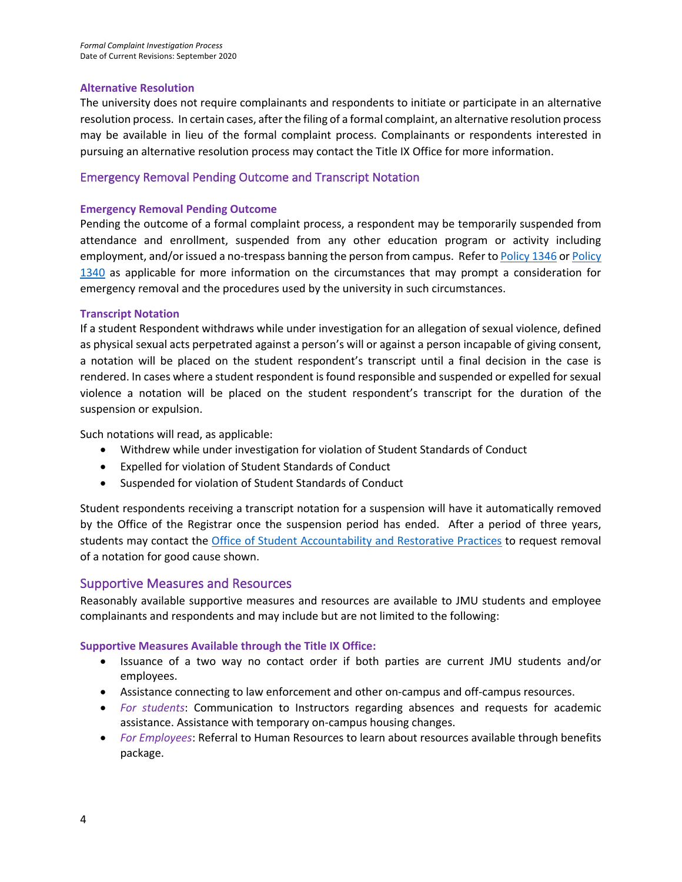### Alternative Resolution

The university does not require complainants and respondents to initiate or participate in an alternative resolution process. In certain cases, after the filing of a formal complaint, an alternative resolution process may be available in lieu of the formal complaint process. Complainants or respondents interested in pursuing an alternative resolution process may contact the Title IX Office for more information.

## Emergency Removal Pending Outcome and Transcript Notation

### Emergency Removal Pending Outcome

Pending the outcome of a formal complaint process, a respondent may be temporarily suspended from attendance and enrollment, suspended from any other education program or activity including employment, and/or issued a no-trespass banning the person from campus. Refer to Policy 1346 or Policy 1340 as applicable for more information on the circumstances that may prompt a consideration for emergency removal and the procedures used by the university in such circumstances.

### Transcript Notation

If a student Respondent withdraws while under investigation for an allegation of sexual violence, defined as physical sexual acts perpetrated against a person's will or against a person incapable of giving consent, a notation will be placed on the student respondent's transcript until a final decision in the case is rendered. In cases where a student respondent is found responsible and suspended or expelled for sexual violence a notation will be placed on the student respondent's transcript for the duration of the suspension or expulsion.

Such notations will read, as applicable:

- Withdrew while under investigation for violation of Student Standards of Conduct
- Expelled for violation of Student Standards of Conduct
- Suspended for violation of Student Standards of Conduct

Student respondents receiving a transcript notation for a suspension will have it automatically removed by the Office of the Registrar once the suspension period has ended. After a period of three years, students may contact the Office of Student Accountability and Restorative Practices to request removal of a notation for good cause shown.

## Supportive Measures and Resources

Reasonably available supportive measures and resources are available to JMU students and employee complainants and respondents and may include but are not limited to the following:

### Supportive Measures Available through the Title IX Office:

- Issuance of a two way no contact order if both parties are current JMU students and/or employees.
- Assistance connecting to law enforcement and other on-campus and off-campus resources.
- *For students*: Communication to Instructors regarding absences and requests for academic assistance. Assistance with temporary on-campus housing changes.
- *For Employees*: Referral to Human Resources to learn about resources available through benefits package.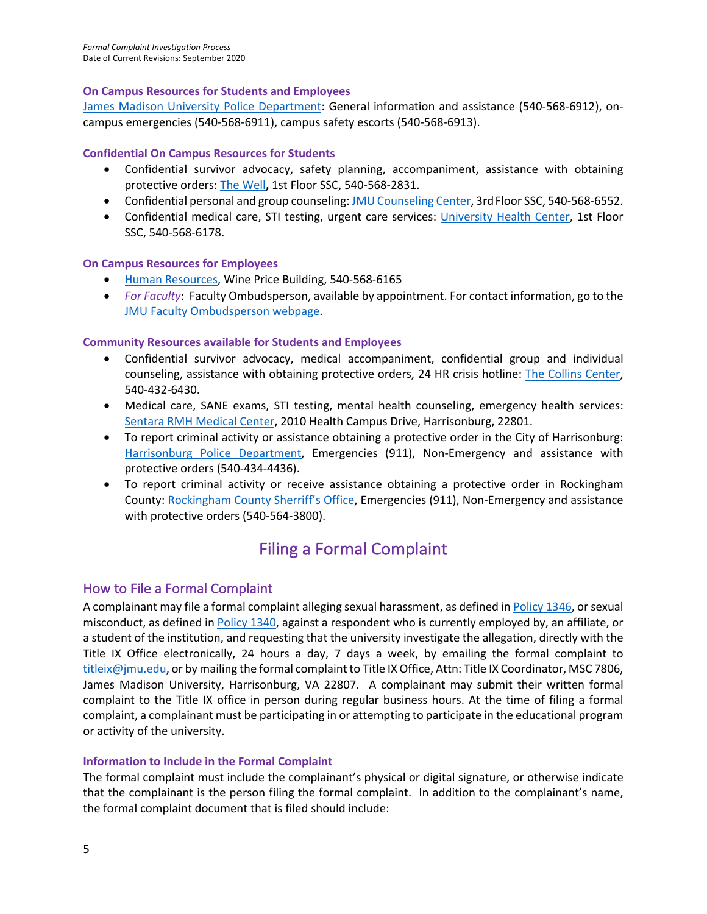### On Campus Resources for Students and Employees

James Madison University Police Department: General information and assistance (540-568-6912), on-campus emergencies (540-568-6911), campus safety escorts (540-568-6913).

### Confidential On Campus Resources for Students

- Confidential survivor advocacy, safety planning, accompaniment, assistance with obtaining protective orders: The Well**,** 1st Floor SSC, 540-568-2831.
- Confidential personal and group counseling: JMU Counseling Center, 3rd Floor SSC, 540-568-6552.
- Confidential medical care, STI testing, urgent care services: University Health Center, 1st Floor SSC, 540-568-6178.

### On Campus Resources for Employees

- Human Resources, Wine Price Building, 540-568-6165
- *For Faculty*: Faculty Ombudsperson, available by appointment. For contact information, go to the JMU Faculty Ombudsperson webpage.

### Community Resources available for Students and Employees

- Confidential survivor advocacy, medical accompaniment, confidential group and individual counseling, assistance with obtaining protective orders, 24 HR crisis hotline: The Collins Center, 540-432-6430.
- Medical care, SANE exams, STI testing, mental health counseling, emergency health services: Sentara RMH Medical Center, 2010 Health Campus Drive, Harrisonburg, 22801.
- To report criminal activity or assistance obtaining a protective order in the City of Harrisonburg: Harrisonburg Police Department, Emergencies (911), Non-Emergency and assistance with protective orders (540-434-4436).
- To report criminal activity or receive assistance obtaining a protective order in Rockingham County: Rockingham County Sherriff's Office, Emergencies (911), Non-Emergency and assistance with protective orders (540-564-3800).

# Filing a Formal Complaint

## How to File a Formal Complaint

A complainant may file a formal complaint alleging sexual harassment, as defined in Policy 1346, or sexual misconduct, as defined in Policy 1340, against a respondent who is currently employed by, an affiliate, or a student of the institution, and requesting that the university investigate the allegation, directly with the Title IX Office electronically, 24 hours a day, 7 days a week, by emailing the formal complaint to titleix@jmu.edu, or by mailing the formal complaint to Title IX Office, Attn: Title IX Coordinator, MSC 7806, James Madison University, Harrisonburg, VA 22807. A complainant may submit their written formal complaint to the Title IX office in person during regular business hours. At the time of filing a formal complaint, a complainant must be participating in or attempting to participate in the educational program or activity of the university.

### Information to Include in the Formal Complaint

The formal complaint must include the complainant's physical or digital signature, or otherwise indicate that the complainant is the person filing the formal complaint. In addition to the complainant's name, the formal complaint document that is filed should include: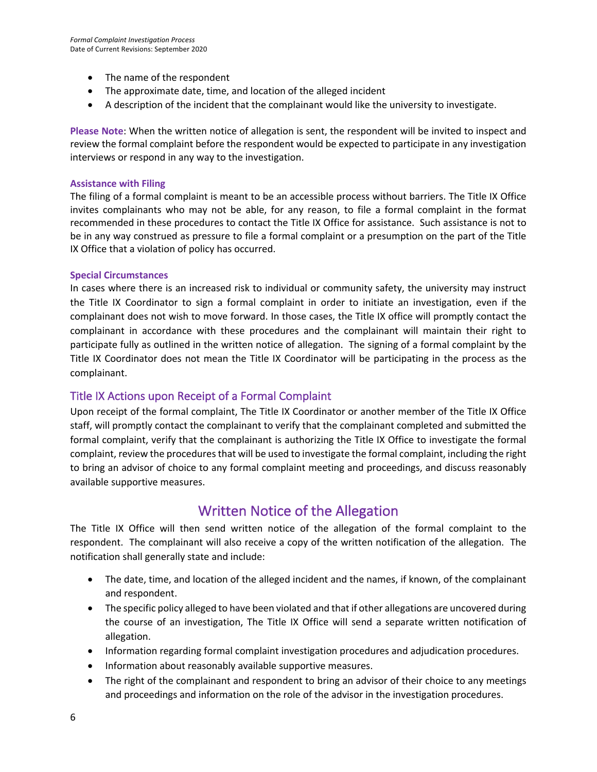- The name of the respondent
- The approximate date, time, and location of the alleged incident
- A description of the incident that the complainant would like the university to investigate.

**Please Note**: When the written notice of allegation is sent, the respondent will be invited to inspect and review the formal complaint before the respondent would be expected to participate in any investigation interviews or respond in any way to the investigation.

#### Assistance with Filing

The filing of a formal complaint is meant to be an accessible process without barriers. The Title IX Office invites complainants who may not be able, for any reason, to file a formal complaint in the format recommended in these procedures to contact the Title IX Office for assistance. Such assistance is not to be in any way construed as pressure to file a formal complaint or a presumption on the part of the Title IX Office that a violation of policy has occurred.

#### Special Circumstances

In cases where there is an increased risk to individual or community safety, the university may instruct the Title IX Coordinator to sign a formal complaint in order to initiate an investigation, even if the complainant does not wish to move forward. In those cases, the Title IX office will promptly contact the complainant in accordance with these procedures and the complainant will maintain their right to participate fully as outlined in the written notice of allegation. The signing of a formal complaint by the Title IX Coordinator does not mean the Title IX Coordinator will be participating in the process as the complainant.

### Title IX Actions upon Receipt of a Formal Complaint

Upon receipt of the formal complaint, The Title IX Coordinator or another member of the Title IX Office staff, will promptly contact the complainant to verify that the complainant completed and submitted the formal complaint, verify that the complainant is authorizing the Title IX Office to investigate the formal complaint, review the procedures that will be used to investigate the formal complaint, including the right to bring an advisor of choice to any formal complaint meeting and proceedings, and discuss reasonably available supportive measures.

## Written Notice of the Allegation

The Title IX Office will then send written notice of the allegation of the formal complaint to the respondent. The complainant will also receive a copy of the written notification of the allegation. The notification shall generally state and include:

- The date, time, and location of the alleged incident and the names, if known, of the complainant and respondent.
- The specific policy alleged to have been violated and that if other allegations are uncovered during the course of an investigation, The Title IX Office will send a separate written notification of allegation.
- Information regarding formal complaint investigation procedures and adjudication procedures.
- Information about reasonably available supportive measures.
- The right of the complainant and respondent to bring an advisor of their choice to any meetings and proceedings and information on the role of the advisor in the investigation procedures.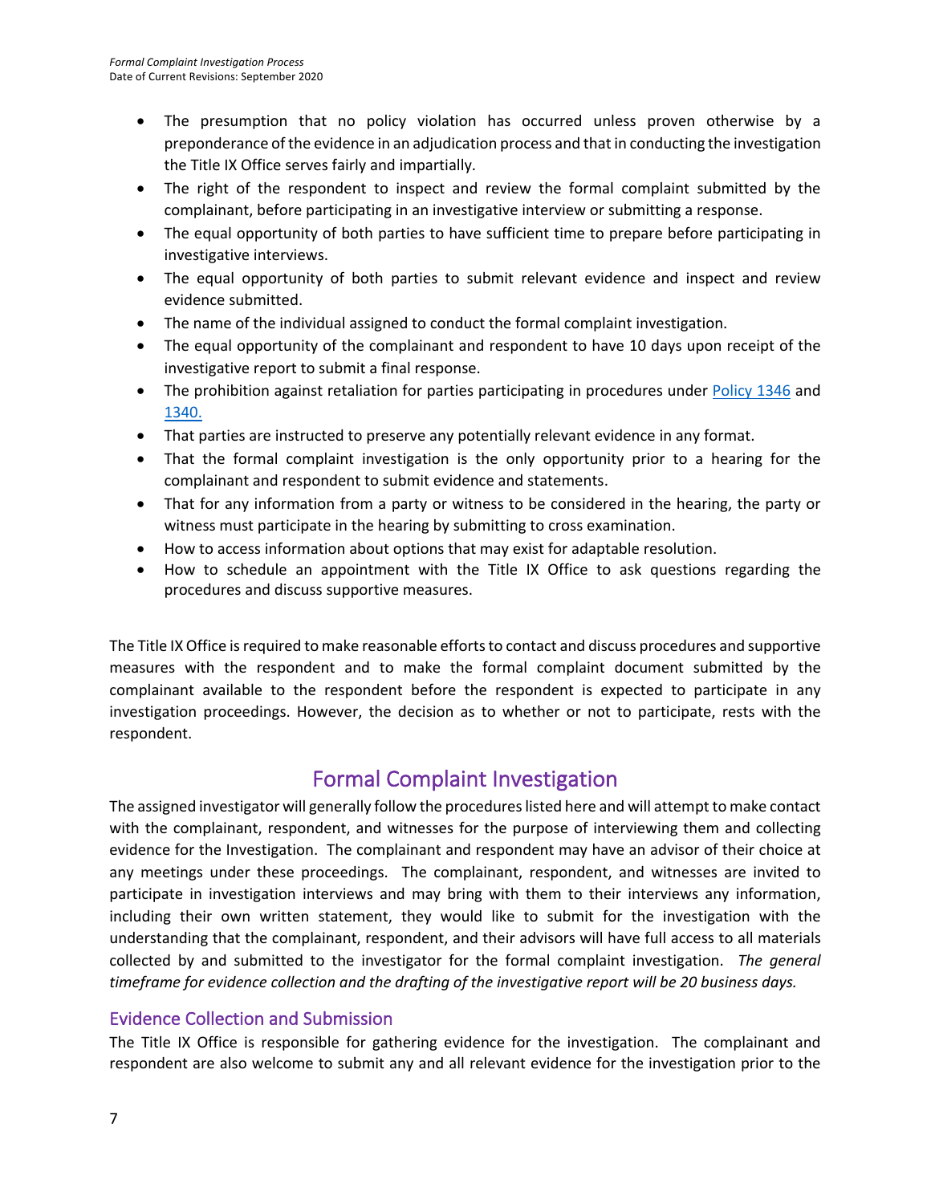- The presumption that no policy violation has occurred unless proven otherwise by a preponderance of the evidence in an adjudication process and that in conducting the investigation the Title IX Office serves fairly and impartially.
- The right of the respondent to inspect and review the formal complaint submitted by the complainant, before participating in an investigative interview or submitting a response.
- The equal opportunity of both parties to have sufficient time to prepare before participating in investigative interviews.
- The equal opportunity of both parties to submit relevant evidence and inspect and review evidence submitted.
- The name of the individual assigned to conduct the formal complaint investigation.
- The equal opportunity of the complainant and respondent to have 10 days upon receipt of the investigative report to submit a final response.
- The prohibition against retaliation for parties participating in procedures under Policy 1346 and 1340.
- That parties are instructed to preserve any potentially relevant evidence in any format.
- That the formal complaint investigation is the only opportunity prior to a hearing for the complainant and respondent to submit evidence and statements.
- That for any information from a party or witness to be considered in the hearing, the party or witness must participate in the hearing by submitting to cross examination.
- How to access information about options that may exist for adaptable resolution.
- How to schedule an appointment with the Title IX Office to ask questions regarding the procedures and discuss supportive measures.

The Title IX Office is required to make reasonable efforts to contact and discuss procedures and supportive measures with the respondent and to make the formal complaint document submitted by the complainant available to the respondent before the respondent is expected to participate in any investigation proceedings. However, the decision as to whether or not to participate, rests with the respondent.

## Formal Complaint Investigation

The assigned investigator will generally follow the procedures listed here and will attempt to make contact with the complainant, respondent, and witnesses for the purpose of interviewing them and collecting evidence for the Investigation. The complainant and respondent may have an advisor of their choice at any meetings under these proceedings. The complainant, respondent, and witnesses are invited to participate in investigation interviews and may bring with them to their interviews any information, including their own written statement, they would like to submit for the investigation with the understanding that the complainant, respondent, and their advisors will have full access to all materials collected by and submitted to the investigator for the formal complaint investigation. *The general timeframe for evidence collection and the drafting of the investigative report will be 20 business days.*

### Evidence Collection and Submission

The Title IX Office is responsible for gathering evidence for the investigation. The complainant and respondent are also welcome to submit any and all relevant evidence for the investigation prior to the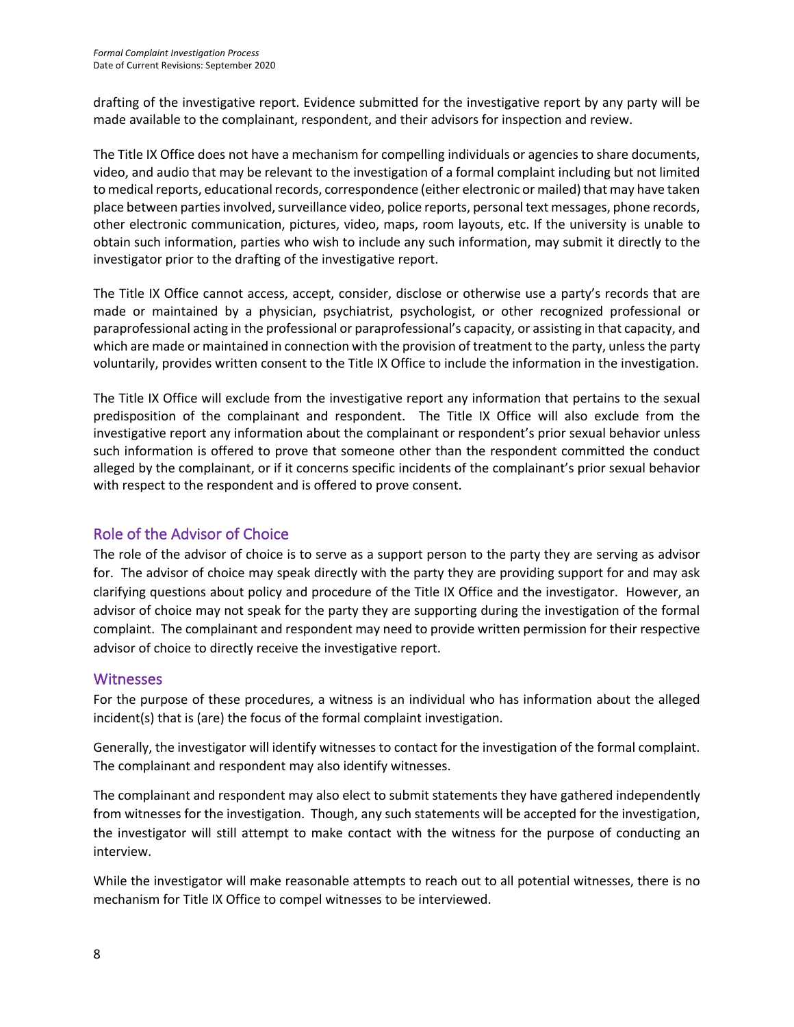drafting of the investigative report. Evidence submitted for the investigative report by any party will be made available to the complainant, respondent, and their advisors for inspection and review.

The Title IX Office does not have a mechanism for compelling individuals or agencies to share documents, video, and audio that may be relevant to the investigation of a formal complaint including but not limited to medical reports, educational records, correspondence (either electronic or mailed) that may have taken place between parties involved, surveillance video, police reports, personal text messages, phone records, other electronic communication, pictures, video, maps, room layouts, etc. If the university is unable to obtain such information, parties who wish to include any such information, may submit it directly to the investigator prior to the drafting of the investigative report.

The Title IX Office cannot access, accept, consider, disclose or otherwise use a party's records that are made or maintained by a physician, psychiatrist, psychologist, or other recognized professional or paraprofessional acting in the professional or paraprofessional's capacity, or assisting in that capacity, and which are made or maintained in connection with the provision of treatment to the party, unless the party voluntarily, provides written consent to the Title IX Office to include the information in the investigation.

The Title IX Office will exclude from the investigative report any information that pertains to the sexual predisposition of the complainant and respondent. The Title IX Office will also exclude from the investigative report any information about the complainant or respondent's prior sexual behavior unless such information is offered to prove that someone other than the respondent committed the conduct alleged by the complainant, or if it concerns specific incidents of the complainant's prior sexual behavior with respect to the respondent and is offered to prove consent.

## Role of the Advisor of Choice

The role of the advisor of choice is to serve as a support person to the party they are serving as advisor for. The advisor of choice may speak directly with the party they are providing support for and may ask clarifying questions about policy and procedure of the Title IX Office and the investigator. However, an advisor of choice may not speak for the party they are supporting during the investigation of the formal complaint. The complainant and respondent may need to provide written permission for their respective advisor of choice to directly receive the investigative report.

## Witnesses

For the purpose of these procedures, a witness is an individual who has information about the alleged incident(s) that is (are) the focus of the formal complaint investigation.

Generally, the investigator will identify witnesses to contact for the investigation of the formal complaint. The complainant and respondent may also identify witnesses.

The complainant and respondent may also elect to submit statements they have gathered independently from witnesses for the investigation. Though, any such statements will be accepted for the investigation, the investigator will still attempt to make contact with the witness for the purpose of conducting an interview.

While the investigator will make reasonable attempts to reach out to all potential witnesses, there is no mechanism for Title IX Office to compel witnesses to be interviewed.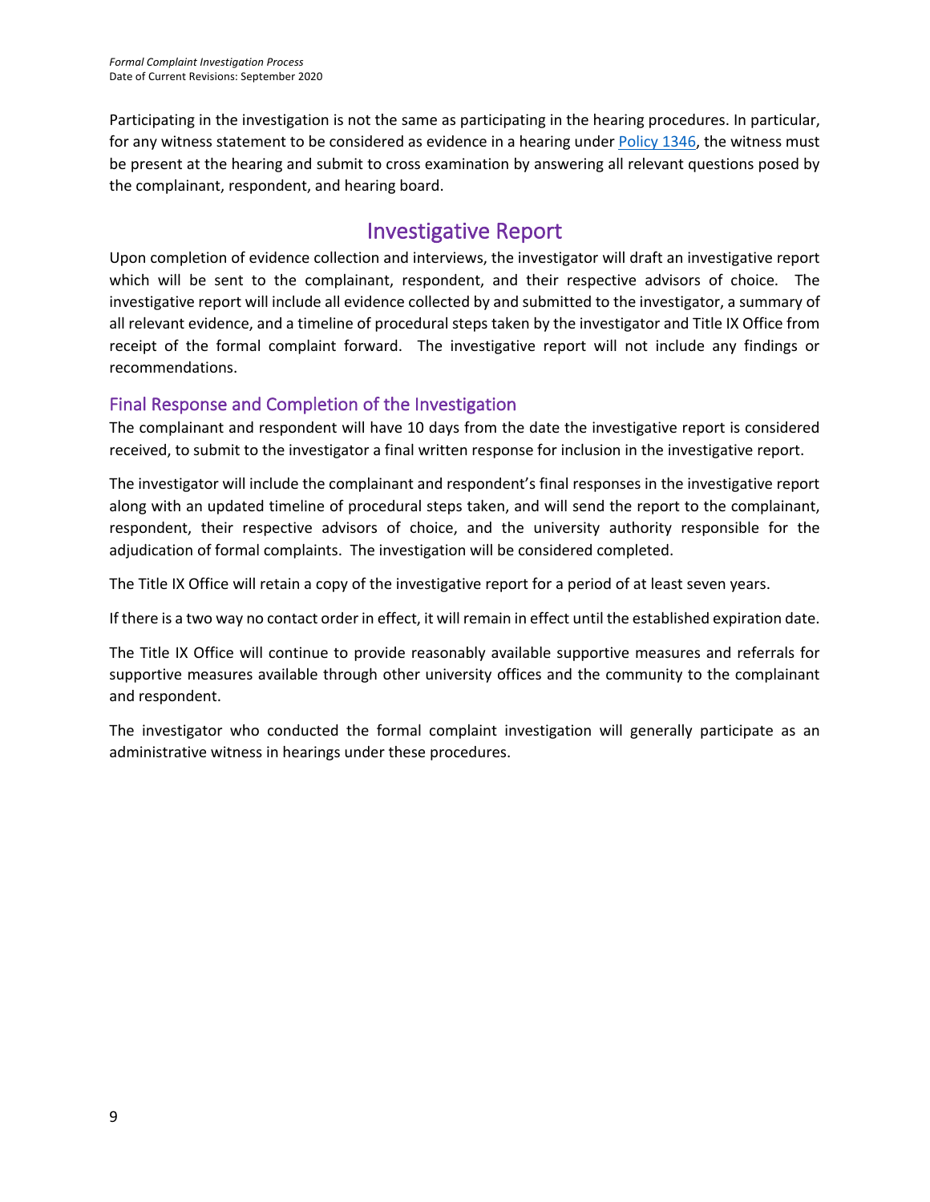Participating in the investigation is not the same as participating in the hearing procedures. In particular, for any witness statement to be considered as evidence in a hearing under [Policy 1346](), the witness must be present at the hearing and submit to cross examination by answering all relevant questions posed by the complainant, respondent, and hearing board.

## Investigative Report

Upon completion of evidence collection and interviews, the investigator will draft an investigative report which will be sent to the complainant, respondent, and their respective advisors of choice. The investigative report will include all evidence collected by and submitted to the investigator, a summary of all relevant evidence, and a timeline of procedural steps taken by the investigator and Title IX Office from receipt of the formal complaint forward. The investigative report will not include any findings or recommendations.

### Final Response and Completion of the Investigation

The complainant and respondent will have 10 days from the date the investigative report is considered received, to submit to the investigator a final written response for inclusion in the investigative report.

The investigator will include the complainant and respondent's final responses in the investigative report along with an updated timeline of procedural steps taken, and will send the report to the complainant, respondent, their respective advisors of choice, and the university authority responsible for the adjudication of formal complaints. The investigation will be considered completed.

The Title IX Office will retain a copy of the investigative report for a period of at least seven years.

If there is a two way no contact order in effect, it will remain in effect until the established expiration date.

The Title IX Office will continue to provide reasonably available supportive measures and referrals for supportive measures available through other university offices and the community to the complainant and respondent.

The investigator who conducted the formal complaint investigation will generally participate as an administrative witness in hearings under these procedures.